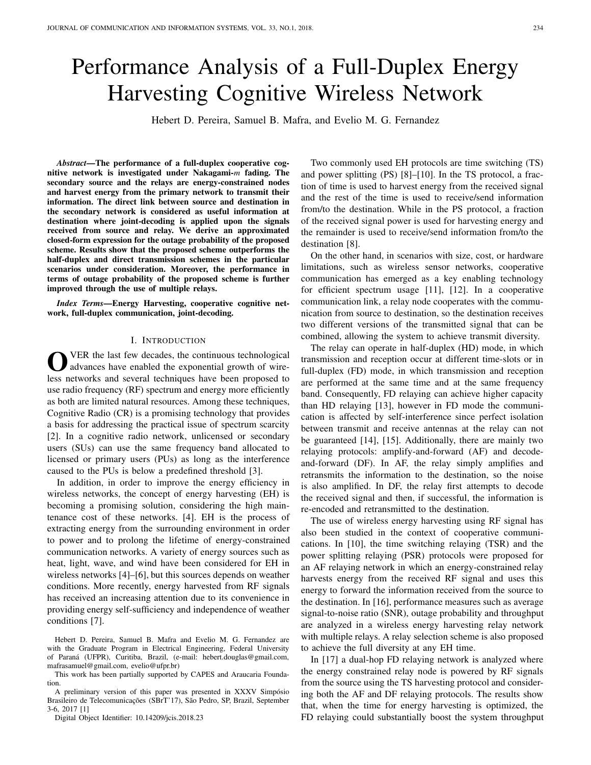# Performance Analysis of a Full-Duplex Energy Harvesting Cognitive Wireless Network

Hebert D. Pereira, Samuel B. Mafra, and Evelio M. G. Fernandez

***Abstract*—The performance of a full-duplex cooperative cognitive network is investigated under Nakagami-*m* fading. The secondary source and the relays are energy-constrained nodes and harvest energy from the primary network to transmit their information. The direct link between source and destination in the secondary network is considered as useful information at destination where joint-decoding is applied upon the signals received from source and relay. We derive an approximated closed-form expression for the outage probability of the proposed scheme. Results show that the proposed scheme outperforms the half-duplex and direct transmission schemes in the particular scenarios under consideration. Moreover, the performance in terms of outage probability of the proposed scheme is further improved through the use of multiple relays.**

***Index Terms*—Energy Harvesting, cooperative cognitive network, full-duplex communication, joint-decoding.**

## I. Introduction

Over the last few decades, the continuous technological advances have enabled the exponential growth of wireless networks and several techniques have been proposed to use radio frequency (RF) spectrum and energy more efficiently as both are limited natural resources. Among these techniques, Cognitive Radio (CR) is a promising technology that provides a basis for addressing the practical issue of spectrum scarcity [2]. In a cognitive radio network, unlicensed or secondary users (SUs) can use the same frequency band allocated to licensed or primary users (PUs) as long as the interference caused to the PUs is below a predefined threshold [3].

In addition, in order to improve the energy efficiency in wireless networks, the concept of energy harvesting (EH) is becoming a promising solution, considering the high maintenance cost of these networks. [4]. EH is the process of extracting energy from the surrounding environment in order to power and to prolong the lifetime of energy-constrained communication networks. A variety of energy sources such as heat, light, wave, and wind have been considered for EH in wireless networks [4]–[6], but this sources depends on weather conditions. More recently, energy harvested from RF signals has received an increasing attention due to its convenience in providing energy self-sufficiency and independence of weather conditions [7].

Hebert D. Pereira, Samuel B. Mafra and Evelio M. G. Fernandez are with the Graduate Program in Electrical Engineering, Federal University of Paraná (UFPR), Curitiba, Brazil, (e-mail: hebert.douglas@gmail.com, mafrasamuel@gmail.com, evelio@ufpr.br)

This work has been partially supported by CAPES and Araucaria Foundation.

A preliminary version of this paper was presented in XXXV Simpósio Brasileiro de Telecomunicações (SBrT'17), São Pedro, SP, Brazil, September 3-6, 2017 [1]

Digital Object Identifier: 10.14209/jcis.2018.23

Two commonly used EH protocols are time switching (TS) and power splitting (PS) [8]–[10]. In the TS protocol, a fraction of time is used to harvest energy from the received signal and the rest of the time is used to receive/send information from/to the destination. While in the PS protocol, a fraction of the received signal power is used for harvesting energy and the remainder is used to receive/send information from/to the destination [8].

On the other hand, in scenarios with size, cost, or hardware limitations, such as wireless sensor networks, cooperative communication has emerged as a key enabling technology for efficient spectrum usage [11], [12]. In a cooperative communication link, a relay node cooperates with the communication from source to destination, so the destination receives two different versions of the transmitted signal that can be combined, allowing the system to achieve transmit diversity.

The relay can operate in half-duplex (HD) mode, in which transmission and reception occur at different time-slots or in full-duplex (FD) mode, in which transmission and reception are performed at the same time and at the same frequency band. Consequently, FD relaying can achieve higher capacity than HD relaying [13], however in FD mode the communication is affected by self-interference since perfect isolation between transmit and receive antennas at the relay can not be guaranteed [14], [15]. Additionally, there are mainly two relaying protocols: amplify-and-forward (AF) and decode-and-forward (DF). In AF, the relay simply amplifies and retransmits the information to the destination, so the noise is also amplified. In DF, the relay first attempts to decode the received signal and then, if successful, the information is re-encoded and retransmitted to the destination.

The use of wireless energy harvesting using RF signal has also been studied in the context of cooperative communications. In [10], the time switching relaying (TSR) and the power splitting relaying (PSR) protocols were proposed for an AF relaying network in which an energy-constrained relay harvests energy from the received RF signal and uses this energy to forward the information received from the source to the destination. In [16], performance measures such as average signal-to-noise ratio (SNR), outage probability and throughput are analyzed in a wireless energy harvesting relay network with multiple relays. A relay selection scheme is also proposed to achieve the full diversity at any EH time.

In [17] a dual-hop FD relaying network is analyzed where the energy constrained relay node is powered by RF signals from the source using the TS harvesting protocol and considering both the AF and DF relaying protocols. The results show that, when the time for energy harvesting is optimized, the FD relaying could substantially boost the system throughput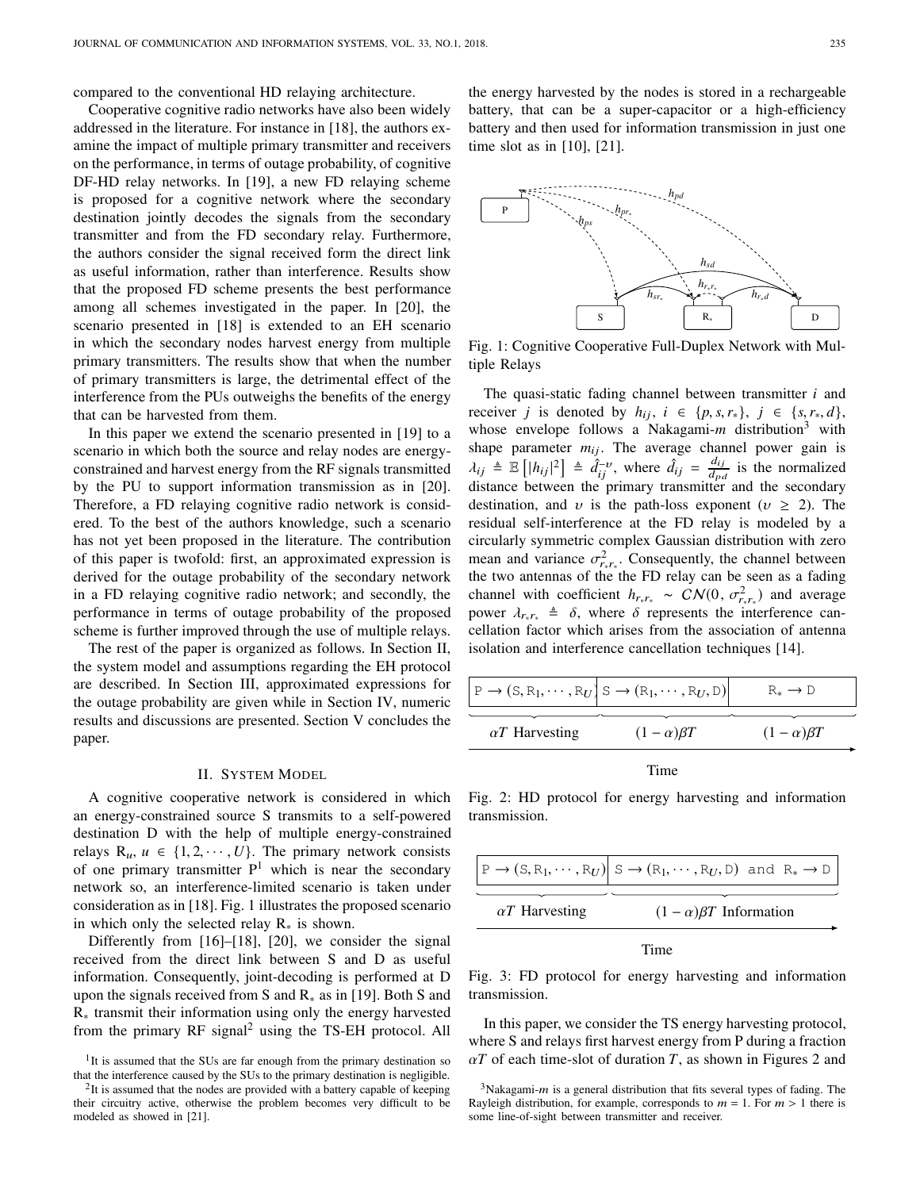compared to the conventional HD relaying architecture.

Cooperative cognitive radio networks have also been widely addressed in the literature. For instance in [18], the authors examine the impact of multiple primary transmitter and receivers on the performance, in terms of outage probability, of cognitive DF-HD relay networks. In [19], a new FD relaying scheme is proposed for a cognitive network where the secondary destination jointly decodes the signals from the secondary transmitter and from the FD secondary relay. Furthermore, the authors consider the signal received form the direct link as useful information, rather than interference. Results show that the proposed FD scheme presents the best performance among all schemes investigated in the paper. In [20], the scenario presented in [18] is extended to an EH scenario in which the secondary nodes harvest energy from multiple primary transmitters. The results show that when the number of primary transmitters is large, the detrimental effect of the interference from the PUs outweighs the benefits of the energy that can be harvested from them.

In this paper we extend the scenario presented in [19] to a scenario in which both the source and relay nodes are energy-constrained and harvest energy from the RF signals transmitted by the PU to support information transmission as in [20]. Therefore, a FD relaying cognitive radio network is considered. To the best of the authors knowledge, such a scenario has not yet been proposed in the literature. The contribution of this paper is twofold: first, an approximated expression is derived for the outage probability of the secondary network in a FD relaying cognitive radio network; and secondly, the performance in terms of outage probability of the proposed scheme is further improved through the use of multiple relays.

The rest of the paper is organized as follows. In Section II, the system model and assumptions regarding the EH protocol are described. In Section III, approximated expressions for the outage probability are given while in Section IV, numeric results and discussions are presented. Section V concludes the paper.

## II. System Model

A cognitive cooperative network is considered in which an energy-constrained source S transmits to a self-powered destination D with the help of multiple energy-constrained relays $\mathrm{R}_u$, $u \in \{1, 2, \cdots, U\}$. The primary network consists of one primary transmitter P[1] which is near the secondary network so, an interference-limited scenario is taken under consideration as in [18]. Fig. 1 illustrates the proposed scenario in which only the selected relay $\mathrm{R}_*$ is shown.

Differently from [16]–[18], [20], we consider the signal received from the direct link between S and D as useful information. Consequently, joint-decoding is performed at D upon the signals received from S and $\mathrm{R}_*$ as in [19]. Both S and $\mathrm{R}_*$ transmit their information using only the energy harvested from the primary RF signal[2] using the TS-EH protocol. All the energy harvested by the nodes is stored in a rechargeable battery, that can be a super-capacitor or a high-efficiency battery and then used for information transmission in just one time slot as in [10], [21].

Fig. 1: Cognitive Cooperative Full-Duplex Network with Multiple Relays

The quasi-static fading channel between transmitter $i$ and receiver $j$ is denoted by $h_{ij}$, $i \in \{p, s, r_*\}$, $j \in \{s, r_*, d\}$, whose envelope follows a Nakagami-$m$ distribution[3] with shape parameter $m_{ij}$. The average channel power gain is $\lambda_{ij} \triangleq \mathbb{E}\left[|h_{ij}|^2\right] \triangleq \hat{d}_{ij}^{-\upsilon}$, where $\hat{d}_{ij} = \frac{d_{ij}}{d_{pd}}$ is the normalized distance between the primary transmitter and the secondary destination, and $\upsilon$ is the path-loss exponent ($\upsilon \geq 2$). The residual self-interference at the FD relay is modeled by a circularly symmetric complex Gaussian distribution with zero mean and variance $\sigma^2_{r_*r_*}$. Consequently, the channel between the two antennas of the the FD relay can be seen as a fading channel with coefficient $h_{r_*r_*} \sim \mathcal{CN}(0, \sigma^2_{r_*r_*})$ and average power $\lambda_{r_*r_*} \triangleq \delta$, where $\delta$ represents the interference cancellation factor which arises from the association of antenna isolation and interference cancellation techniques [14].

| $\mathrm{P} \rightarrow (\mathrm{S}, \mathrm{R}_1, \cdots, \mathrm{R}_U)$ | $\mathrm{S} \rightarrow (\mathrm{R}_1, \cdots, \mathrm{R}_U, \mathrm{D})$ | $\mathrm{R}_* \rightarrow \mathrm{D}$ |
|---|---|---|
| $\alpha T$ Harvesting | $(1-\alpha)\beta T$ | $(1-\alpha)\beta T$ |

Time

Fig. 2: HD protocol for energy harvesting and information transmission.

| $\mathrm{P} \rightarrow (\mathrm{S}, \mathrm{R}_1, \cdots, \mathrm{R}_U)$ | $\mathrm{S} \rightarrow (\mathrm{R}_1, \cdots, \mathrm{R}_U, \mathrm{D})$ and $\mathrm{R}_* \rightarrow \mathrm{D}$ |
|---|---|
| $\alpha T$ Harvesting | $(1-\alpha)\beta T$ Information |

Time

Fig. 3: FD protocol for energy harvesting and information transmission.

In this paper, we consider the TS energy harvesting protocol, where S and relays first harvest energy from P during a fraction $\alpha T$ of each time-slot of duration $T$, as shown in Figures 2 and

[1] It is assumed that the SUs are far enough from the primary destination so that the interference caused by the SUs to the primary destination is negligible.

[2] It is assumed that the nodes are provided with a battery capable of keeping their circuitry active, otherwise the problem becomes very difficult to be modeled as showed in [21].

[3] Nakagami-$m$ is a general distribution that fits several types of fading. The Rayleigh distribution, for example, corresponds to $m = 1$. For $m > 1$ there is some line-of-sight between transmitter and receiver.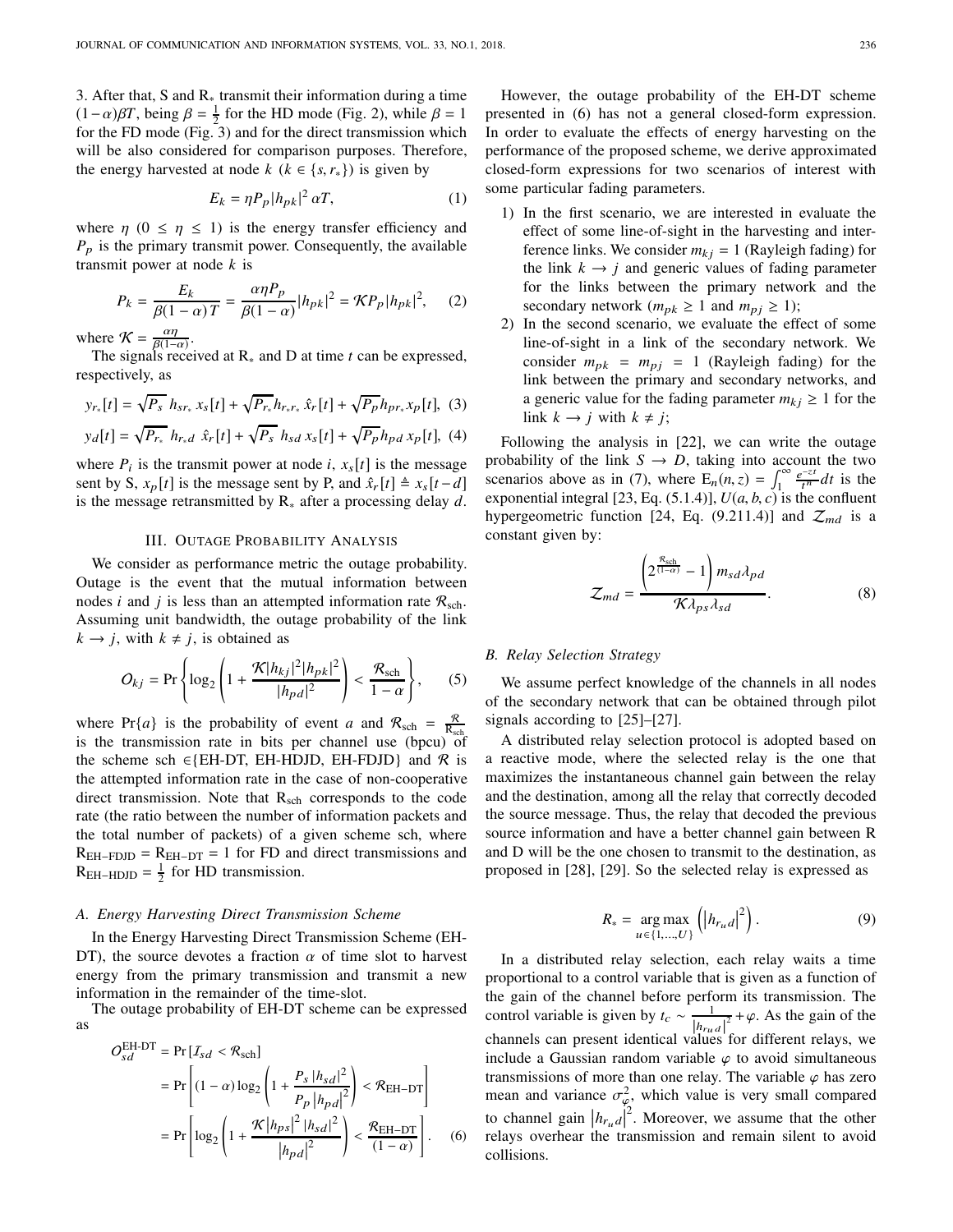3. After that, S and $R_*$ transmit their information during a time $(1-\alpha)\beta T$, being $\beta = \frac{1}{2}$ for the HD mode (Fig. 2), while $\beta = 1$ for the FD mode (Fig. 3) and for the direct transmission which will be also considered for comparison purposes. Therefore, the energy harvested at node $k$ ($k \in \{s, r_*\}$) is given by

$$E_k = \eta P_p |h_{pk}|^2 \alpha T, \tag{1}$$

where $\eta$ ($0 \leq \eta \leq 1$) is the energy transfer efficiency and $P_p$ is the primary transmit power. Consequently, the available transmit power at node $k$ is

$$P_k = \frac{E_k}{\beta(1-\alpha)T} = \frac{\alpha\eta P_p}{\beta(1-\alpha)}|h_{pk}|^2 = \mathcal{K} P_p |h_{pk}|^2, \tag{2}$$

where $\mathcal{K} = \frac{\alpha\eta}{\beta(1-\alpha)}$.

The signals received at $R_*$ and D at time $t$ can be expressed, respectively, as

$$y_{r_*}[t] = \sqrt{P_s}\, h_{sr_*}\, x_s[t] + \sqrt{P_{r_*}} h_{r_* r_*}\, \hat{x}_r[t] + \sqrt{P_p} h_{pr_*} x_p[t], \tag{3}$$

$$y_d[t] = \sqrt{P_{r_*}}\, h_{r_* d}\, \hat{x}_r[t] + \sqrt{P_s}\, h_{sd}\, x_s[t] + \sqrt{P_p} h_{pd}\, x_p[t], \tag{4}$$

where $P_i$ is the transmit power at node $i$, $x_s[t]$ is the message sent by S, $x_p[t]$ is the message sent by P, and $\hat{x}_r[t] \triangleq x_s[t-d]$ is the message retransmitted by $R_*$ after a processing delay $d$.

## III. Outage Probability Analysis

We consider as performance metric the outage probability. Outage is the event that the mutual information between nodes $i$ and $j$ is less than an attempted information rate $\mathcal{R}_{\text{sch}}$. Assuming unit bandwidth, the outage probability of the link $k \to j$, with $k \neq j$, is obtained as

$$O_{kj} = \Pr\left\{\log_2\left(1 + \frac{\mathcal{K}|h_{kj}|^2|h_{pk}|^2}{|h_{pd}|^2}\right) < \frac{\mathcal{R}_{\text{sch}}}{1-\alpha}\right\}, \tag{5}$$

where $\Pr\{a\}$ is the probability of event $a$ and $\mathcal{R}_{\text{sch}} = \frac{\mathcal{R}}{\text{R}_{\text{sch}}}$ is the transmission rate in bits per channel use (bpcu) of the scheme sch $\in$\{EH-DT, EH-HDJD, EH-FDJD\} and $\mathcal{R}$ is the attempted information rate in the case of non-cooperative direct transmission. Note that $\text{R}_{\text{sch}}$ corresponds to the code rate (the ratio between the number of information packets and the total number of packets) of a given scheme sch, where $\text{R}_{\text{EH-FDJD}} = \text{R}_{\text{EH-DT}} = 1$ for FD and direct transmissions and $\text{R}_{\text{EH-HDJD}} = \frac{1}{2}$ for HD transmission.

### A. Energy Harvesting Direct Transmission Scheme

In the Energy Harvesting Direct Transmission Scheme (EH-DT), the source devotes a fraction $\alpha$ of time slot to harvest energy from the primary transmission and transmit a new information in the remainder of the time-slot.

The outage probability of EH-DT scheme can be expressed as

$$\begin{aligned}
O_{sd}^{\text{EH-DT}} &= \Pr\left[\mathcal{I}_{sd} < \mathcal{R}_{\text{sch}}\right] \\
&= \Pr\left[(1-\alpha)\log_2\left(1 + \frac{P_s\,|h_{sd}|^2}{P_p\,|h_{pd}|^2}\right) < \mathcal{R}_{\text{EH-DT}}\right] \\
&= \Pr\left[\log_2\left(1 + \frac{\mathcal{K}|h_{ps}|^2\,|h_{sd}|^2}{|h_{pd}|^2}\right) < \frac{\mathcal{R}_{\text{EH-DT}}}{(1-\alpha)}\right].
\end{aligned} \tag{6}$$

However, the outage probability of the EH-DT scheme presented in (6) has not a general closed-form expression. In order to evaluate the effects of energy harvesting on the performance of the proposed scheme, we derive approximated closed-form expressions for two scenarios of interest with some particular fading parameters.

1) In the first scenario, we are interested in evaluate the effect of some line-of-sight in the harvesting and interference links. We consider $m_{kj} = 1$ (Rayleigh fading) for the link $k \to j$ and generic values of fading parameter for the links between the primary network and the secondary network ($m_{pk} \geq 1$ and $m_{pj} \geq 1$);
2) In the second scenario, we evaluate the effect of some line-of-sight in a link of the secondary network. We consider $m_{pk} = m_{pj} = 1$ (Rayleigh fading) for the link between the primary and secondary networks, and a generic value for the fading parameter $m_{kj} \geq 1$ for the link $k \to j$ with $k \neq j$;

Following the analysis in [22], we can write the outage probability of the link $S \to D$, taking into account the two scenarios above as in (7), where $\text{E}_n(n, z) = \int_1^{\infty} \frac{e^{-zt}}{t^n} dt$ is the exponential integral [23, Eq. (5.1.4)], $U(a, b, c)$ is the confluent hypergeometric function [24, Eq. (9.211.4)] and $\mathcal{Z}_{md}$ is a constant given by:

$$\mathcal{Z}_{md} = \frac{\left(2^{\frac{\mathcal{R}_{\text{sch}}}{(1-\alpha)}} - 1\right) m_{sd} \lambda_{pd}}{\mathcal{K} \lambda_{ps} \lambda_{sd}}. \tag{8}$$

### B. Relay Selection Strategy

We assume perfect knowledge of the channels in all nodes of the secondary network that can be obtained through pilot signals according to [25]–[27].

A distributed relay selection protocol is adopted based on a reactive mode, where the selected relay is the one that maximizes the instantaneous channel gain between the relay and the destination, among all the relay that correctly decoded the source message. Thus, the relay that decoded the previous source information and have a better channel gain between R and D will be the one chosen to transmit to the destination, as proposed in [28], [29]. So the selected relay is expressed as

$$R_* = \underset{u \in \{1,\ldots,U\}}{\arg\max} \left(\left|h_{r_u d}\right|^2\right). \tag{9}$$

In a distributed relay selection, each relay waits a time proportional to a control variable that is given as a function of the gain of the channel before perform its transmission. The control variable is given by $t_c \sim \frac{1}{|h_{r_u d}|^2} + \varphi$. As the gain of the channels can present identical values for different relays, we include a Gaussian random variable $\varphi$ to avoid simultaneous transmissions of more than one relay. The variable $\varphi$ has zero mean and variance $\sigma_\varphi^2$, which value is very small compared to channel gain $\left|h_{r_u d}\right|^2$. Moreover, we assume that the other relays overhear the transmission and remain silent to avoid collisions.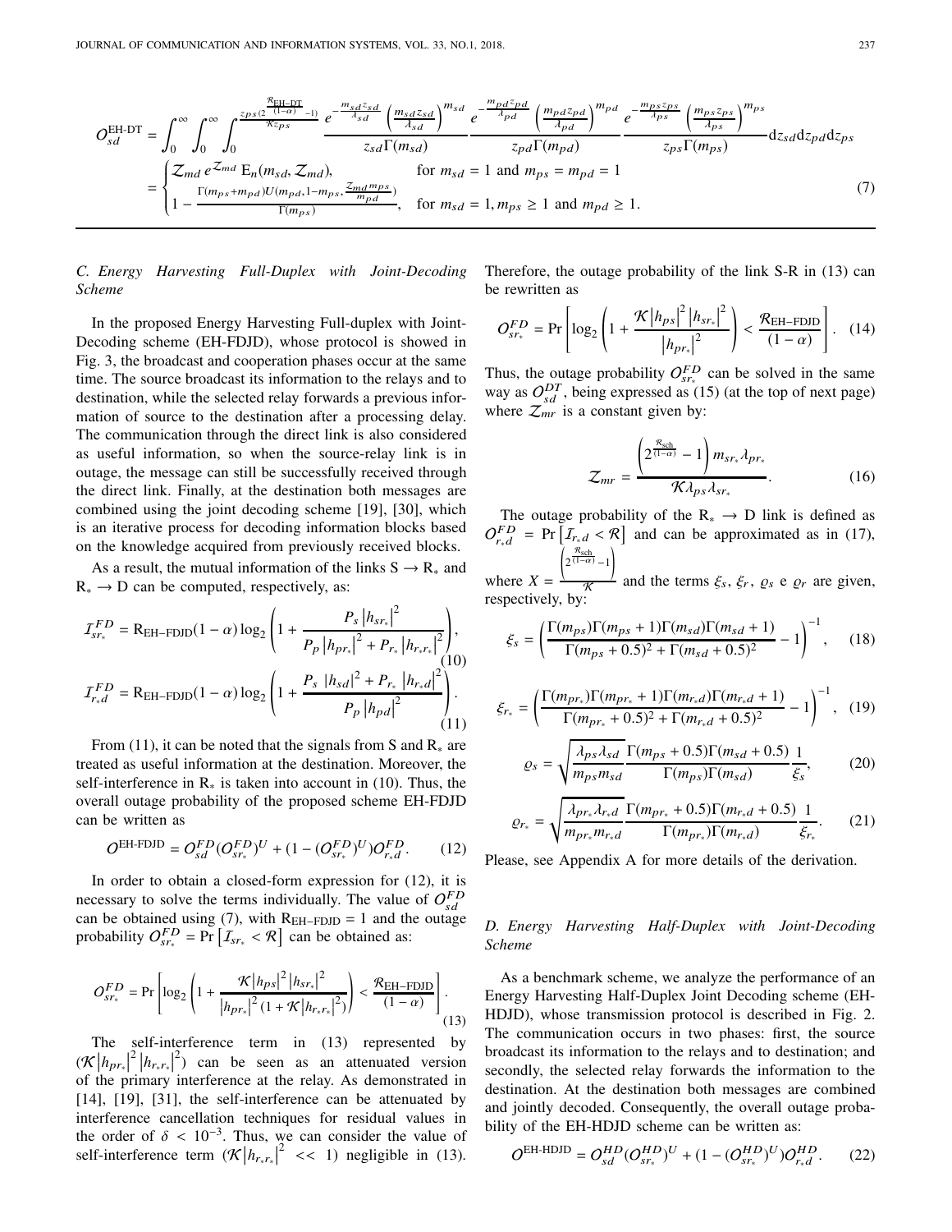$$
O_{sd}^{\text{EH-DT}} = \int_0^{\infty}\int_0^{\infty}\int_0^{\frac{z_{ps}(2^{\frac{\mathcal{R}_{\text{EH-DT}}}{(1-\alpha)}}-1)}{\mathcal{K}z_{ps}}} \frac{e^{-\frac{m_{sd}z_{sd}}{\lambda_{sd}}}\left(\frac{m_{sd}z_{sd}}{\lambda_{sd}}\right)^{m_{sd}}}{z_{sd}\Gamma(m_{sd})} \frac{e^{-\frac{m_{pd}z_{pd}}{\lambda_{pd}}}\left(\frac{m_{pd}z_{pd}}{\lambda_{pd}}\right)^{m_{pd}}}{z_{pd}\Gamma(m_{pd})} \frac{e^{-\frac{m_{ps}z_{ps}}{\lambda_{ps}}}\left(\frac{m_{ps}z_{ps}}{\lambda_{ps}}\right)^{m_{ps}}}{z_{ps}\Gamma(m_{ps})} \mathrm{d}z_{sd}\mathrm{d}z_{pd}\mathrm{d}z_{ps}
$$
$$
= \begin{cases} \mathcal{Z}_{md}\, e^{\mathcal{Z}_{md}}\, \mathrm{E}_n(m_{sd}, \mathcal{Z}_{md}), & \text{for } m_{sd} = 1 \text{ and } m_{ps} = m_{pd} = 1 \\ 1 - \frac{\Gamma(m_{ps}+m_{pd})U(m_{pd}, 1-m_{ps}, \frac{\mathcal{Z}_{md} m_{ps}}{m_{pd}})}{\Gamma(m_{ps})}, & \text{for } m_{sd} = 1, m_{ps} \geq 1 \text{ and } m_{pd} \geq 1. \end{cases} \quad (7)
$$

### C. Energy Harvesting Full-Duplex with Joint-Decoding Scheme

In the proposed Energy Harvesting Full-duplex with Joint-Decoding scheme (EH-FDJD), whose protocol is showed in Fig. 3, the broadcast and cooperation phases occur at the same time. The source broadcast its information to the relays and to destination, while the selected relay forwards a previous information of source to the destination after a processing delay. The communication through the direct link is also considered as useful information, so when the source-relay link is in outage, the message can still be successfully received through the direct link. Finally, at the destination both messages are combined using the joint decoding scheme [19], [30], which is an iterative process for decoding information blocks based on the knowledge acquired from previously received blocks.

As a result, the mutual information of the links $S \rightarrow R_*$ and $R_* \rightarrow D$ can be computed, respectively, as:

$$
\mathcal{I}_{sr_*}^{FD} = \mathrm{R}_{\text{EH-FDJD}}(1-\alpha)\log_2\left(1 + \frac{P_s\left|h_{sr_*}\right|^2}{P_p\left|h_{pr_*}\right|^2 + P_{r_*}\left|h_{r_*r_*}\right|^2}\right), \quad (10)
$$

$$
\mathcal{I}_{r_*d}^{FD} = \mathrm{R}_{\text{EH-FDJD}}(1-\alpha)\log_2\left(1 + \frac{P_s\left|h_{sd}\right|^2 + P_{r_*}\left|h_{r_*d}\right|^2}{P_p\left|h_{pd}\right|^2}\right). \quad (11)
$$

From (11), it can be noted that the signals from S and $R_*$ are treated as useful information at the destination. Moreover, the self-interference in $R_*$ is taken into account in (10). Thus, the overall outage probability of the proposed scheme EH-FDJD can be written as

$$
O^{\text{EH-FDJD}} = O_{sd}^{FD}(O_{sr_*}^{FD})^U + (1 - (O_{sr_*}^{FD})^U)O_{r_*d}^{FD}. \quad (12)
$$

In order to obtain a closed-form expression for (12), it is necessary to solve the terms individually. The value of $O_{sd}^{FD}$ can be obtained using (7), with $\mathrm{R}_{\text{EH-FDJD}} = 1$ and the outage probability $O_{sr_*}^{FD} = \Pr\left[\mathcal{I}_{sr_*} < \mathcal{R}\right]$ can be obtained as:

$$
O_{sr_*}^{FD} = \Pr\left[\log_2\left(1 + \frac{\mathcal{K}\left|h_{ps}\right|^2\left|h_{sr_*}\right|^2}{\left|h_{pr_*}\right|^2(1 + \mathcal{K}\left|h_{r_*r_*}\right|^2)}\right) < \frac{\mathcal{R}_{\text{EH-FDJD}}}{(1-\alpha)}\right]. \quad (13)
$$

The self-interference term in (13) represented by $(\mathcal{K}\left|h_{pr_*}\right|^2\left|h_{r_*r_*}\right|^2)$ can be seen as an attenuated version of the primary interference at the relay. As demonstrated in [14], [19], [31], the self-interference can be attenuated by interference cancellation techniques for residual values in the order of $\delta < 10^{-3}$. Thus, we can consider the value of self-interference term $(\mathcal{K}\left|h_{r_*r_*}\right|^2 << 1)$ negligible in (13). Therefore, the outage probability of the link S-R in (13) can be rewritten as

$$
O_{sr_*}^{FD} = \Pr\left[\log_2\left(1 + \frac{\mathcal{K}\left|h_{ps}\right|^2\left|h_{sr_*}\right|^2}{\left|h_{pr_*}\right|^2}\right) < \frac{\mathcal{R}_{\text{EH-FDJD}}}{(1-\alpha)}\right]. \quad (14)
$$

Thus, the outage probability $O_{sr_*}^{FD}$ can be solved in the same way as $O_{sd}^{DT}$, being expressed as (15) (at the top of next page) where $\mathcal{Z}_{mr}$ is a constant given by:

$$
\mathcal{Z}_{mr} = \frac{\left(2^{\frac{\mathcal{R}_{\text{sch}}}{(1-\alpha)}} - 1\right)m_{sr_*}\lambda_{pr_*}}{\mathcal{K}\lambda_{ps}\lambda_{sr_*}}. \quad (16)
$$

The outage probability of the $R_* \rightarrow D$ link is defined as $O_{r_*d}^{FD} = \Pr\left[\mathcal{I}_{r_*d} < \mathcal{R}\right]$ and can be approximated as in (17), where $X = \frac{\left(2^{\frac{\mathcal{R}_{\text{sch}}}{(1-\alpha)}}-1\right)}{\mathcal{K}}$ and the terms $\xi_s$, $\xi_r$, $\varrho_s$ e $\varrho_r$ are given, respectively, by:

$$
\xi_s = \left(\frac{\Gamma(m_{ps})\Gamma(m_{ps}+1)\Gamma(m_{sd})\Gamma(m_{sd}+1)}{\Gamma(m_{ps}+0.5)^2 + \Gamma(m_{sd}+0.5)^2} - 1\right)^{-1}, \quad (18)
$$

$$
\xi_{r_*} = \left(\frac{\Gamma(m_{pr_*})\Gamma(m_{pr_*}+1)\Gamma(m_{r_*d})\Gamma(m_{r_*d}+1)}{\Gamma(m_{pr_*}+0.5)^2 + \Gamma(m_{r_*d}+0.5)^2} - 1\right)^{-1}, \quad (19)
$$

$$
\varrho_s = \sqrt{\frac{\lambda_{ps}\lambda_{sd}}{m_{ps}m_{sd}}}\frac{\Gamma(m_{ps}+0.5)\Gamma(m_{sd}+0.5)}{\Gamma(m_{ps})\Gamma(m_{sd})}\frac{1}{\xi_s}, \quad (20)
$$

$$
\varrho_{r_*} = \sqrt{\frac{\lambda_{pr_*}\lambda_{r_*d}}{m_{pr_*}m_{r_*d}}}\frac{\Gamma(m_{pr_*}+0.5)\Gamma(m_{r_*d}+0.5)}{\Gamma(m_{pr_*})\Gamma(m_{r_*d})}\frac{1}{\xi_{r_*}}. \quad (21)
$$

Please, see Appendix A for more details of the derivation.

### D. Energy Harvesting Half-Duplex with Joint-Decoding Scheme

As a benchmark scheme, we analyze the performance of an Energy Harvesting Half-Duplex Joint Decoding scheme (EH-HDJD), whose transmission protocol is described in Fig. 2. The communication occurs in two phases: first, the source broadcast its information to the relays and to destination; and secondly, the selected relay forwards the information to the destination. At the destination both messages are combined and jointly decoded. Consequently, the overall outage probability of the EH-HDJD scheme can be written as:

$$
O^{\text{EH-HDJD}} = O_{sd}^{HD}(O_{sr_*}^{HD})^U + (1 - (O_{sr_*}^{HD})^U)O_{r_*d}^{HD}. \quad (22)
$$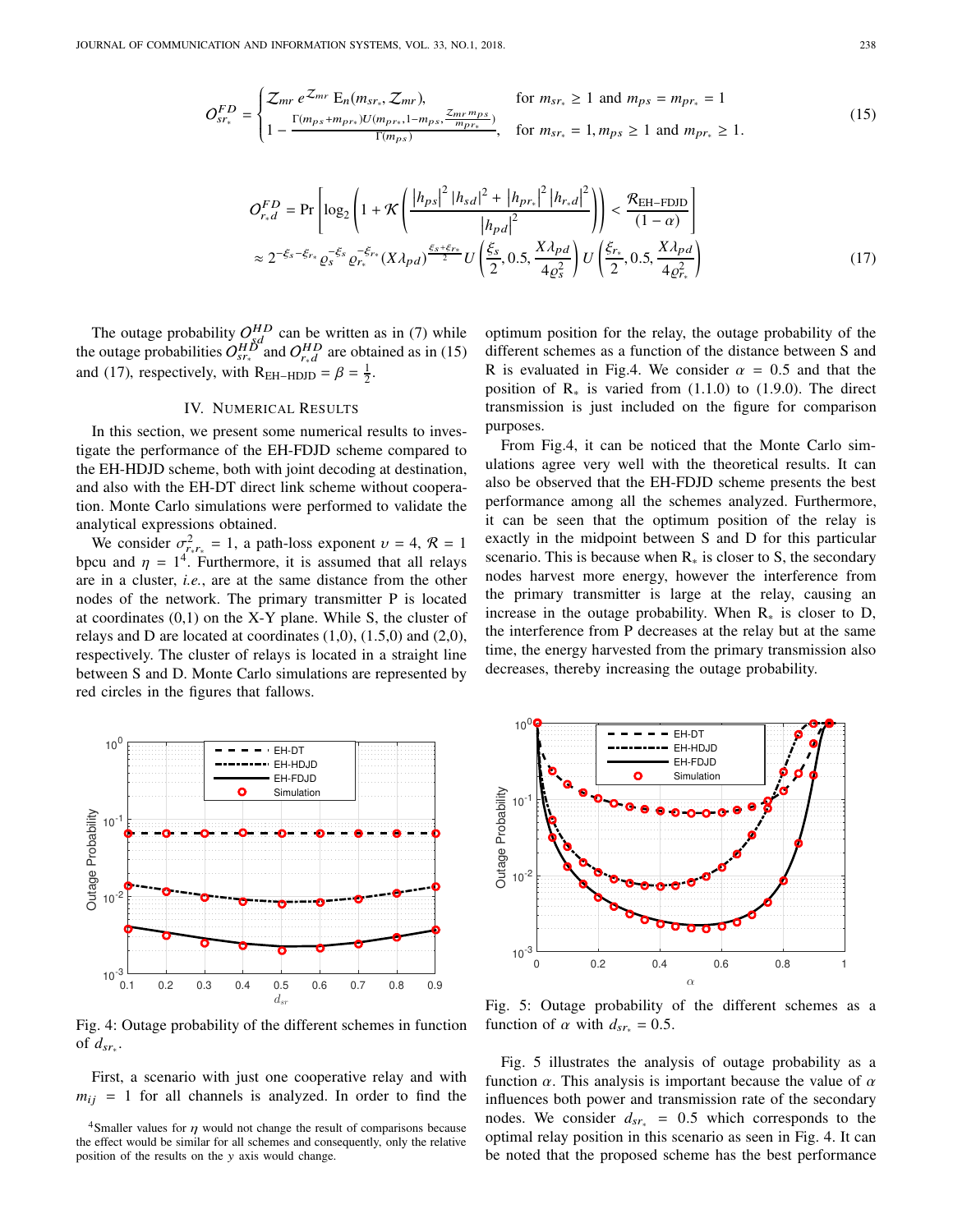$$O_{sr_*}^{FD} = \begin{cases} \mathcal{Z}_{mr}\, e^{\mathcal{Z}_{mr}}\, \mathrm{E}_n(m_{sr_*}, \mathcal{Z}_{mr}), & \text{for } m_{sr_*} \geq 1 \text{ and } m_{ps} = m_{pr_*} = 1 \\ 1 - \frac{\Gamma(m_{ps}+m_{pr_*}) U(m_{pr_*}, 1-m_{ps}, \frac{\mathcal{Z}_{mr} m_{ps}}{m_{pr_*}})}{\Gamma(m_{ps})}, & \text{for } m_{sr_*} = 1, m_{ps} \geq 1 \text{ and } m_{pr_*} \geq 1. \end{cases} \tag{15}$$

$$\begin{aligned} O_{r_*d}^{FD} &= \Pr\left[\log_2\left(1 + \mathcal{K}\left(\frac{\left|h_{ps}\right|^2 |h_{sd}|^2 + \left|h_{pr_*}\right|^2 \left|h_{r_*d}\right|^2}{\left|h_{pd}\right|^2}\right)\right) < \frac{\mathcal{R}_{\text{EH-FDJD}}}{(1-\alpha)}\right] \\ &\approx 2^{-\xi_s - \xi_{r_*}} \varrho_s^{-\xi_s} \varrho_{r_*}^{-\xi_{r_*}} (X\lambda_{pd})^{\frac{\xi_s + \xi_{r_*}}{2}} U\left(\frac{\xi_s}{2}, 0.5, \frac{X\lambda_{pd}}{4\varrho_s^2}\right) U\left(\frac{\xi_{r_*}}{2}, 0.5, \frac{X\lambda_{pd}}{4\varrho_{r_*}^2}\right) \end{aligned} \tag{17}$$

The outage probability $O_{sd}^{HD}$ can be written as in (7) while the outage probabilities $O_{sr_*}^{HD}$ and $O_{r_*d}^{HD}$ are obtained as in (15) and (17), respectively, with $\mathrm{R}_{\text{EH-HDJD}} = \beta = \frac{1}{2}$.

## IV. Numerical Results

In this section, we present some numerical results to investigate the performance of the EH-FDJD scheme compared to the EH-HDJD scheme, both with joint decoding at destination, and also with the EH-DT direct link scheme without cooperation. Monte Carlo simulations were performed to validate the analytical expressions obtained.

We consider $\sigma_{r_*r_*}^2 = 1$, a path-loss exponent $\upsilon = 4$, $\mathcal{R} = 1$ bpcu and $\eta = 1$[4]. Furthermore, it is assumed that all relays are in a cluster, *i.e.*, are at the same distance from the other nodes of the network. The primary transmitter P is located at coordinates (0,1) on the X-Y plane. While S, the cluster of relays and D are located at coordinates (1,0), (1.5,0) and (2,0), respectively. The cluster of relays is located in a straight line between S and D. Monte Carlo simulations are represented by red circles in the figures that fallows.

Fig. 4: Outage probability of the different schemes in function of $d_{sr_*}$.

First, a scenario with just one cooperative relay and with $m_{ij} = 1$ for all channels is analyzed. In order to find the optimum position for the relay, the outage probability of the different schemes as a function of the distance between S and R is evaluated in Fig.4. We consider $\alpha = 0.5$ and that the position of $\mathrm{R}_*$ is varied from (1.1.0) to (1.9.0). The direct transmission is just included on the figure for comparison purposes.

From Fig.4, it can be noticed that the Monte Carlo simulations agree very well with the theoretical results. It can also be observed that the EH-FDJD scheme presents the best performance among all the schemes analyzed. Furthermore, it can be seen that the optimum position of the relay is exactly in the midpoint between S and D for this particular scenario. This is because when $\mathrm{R}_*$ is closer to S, the secondary nodes harvest more energy, however the interference from the primary transmitter is large at the relay, causing an increase in the outage probability. When $\mathrm{R}_*$ is closer to D, the interference from P decreases at the relay but at the same time, the energy harvested from the primary transmission also decreases, thereby increasing the outage probability.

Fig. 5: Outage probability of the different schemes as a function of $\alpha$ with $d_{sr_*} = 0.5$.

Fig. 5 illustrates the analysis of outage probability as a function $\alpha$. This analysis is important because the value of $\alpha$ influences both power and transmission rate of the secondary nodes. We consider $d_{sr_*} = 0.5$ which corresponds to the optimal relay position in this scenario as seen in Fig. 4. It can be noted that the proposed scheme has the best performance

[4]Smaller values for $\eta$ would not change the result of comparisons because the effect would be similar for all schemes and consequently, only the relative position of the results on the $y$ axis would change.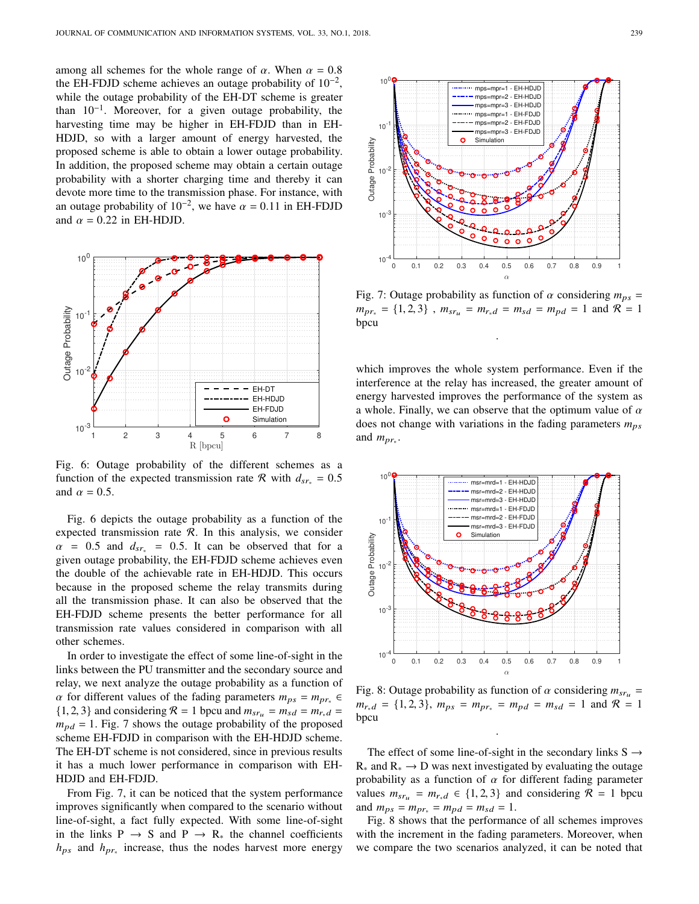among all schemes for the whole range of $\alpha$. When $\alpha = 0.8$ the EH-FDJD scheme achieves an outage probability of $10^{-2}$, while the outage probability of the EH-DT scheme is greater than $10^{-1}$. Moreover, for a given outage probability, the harvesting time may be higher in EH-FDJD than in EH-HDJD, so with a larger amount of energy harvested, the proposed scheme is able to obtain a lower outage probability. In addition, the proposed scheme may obtain a certain outage probability with a shorter charging time and thereby it can devote more time to the transmission phase. For instance, with an outage probability of $10^{-2}$, we have $\alpha = 0.11$ in EH-FDJD and $\alpha = 0.22$ in EH-HDJD.

Fig. 6: Outage probability of the different schemes as a function of the expected transmission rate $\mathcal{R}$ with $d_{sr_*} = 0.5$ and $\alpha = 0.5$.

Fig. 6 depicts the outage probability as a function of the expected transmission rate $\mathcal{R}$. In this analysis, we consider $\alpha = 0.5$ and $d_{sr_*} = 0.5$. It can be observed that for a given outage probability, the EH-FDJD scheme achieves even the double of the achievable rate in EH-HDJD. This occurs because in the proposed scheme the relay transmits during all the transmission phase. It can also be observed that the EH-FDJD scheme presents the better performance for all transmission rate values considered in comparison with all other schemes.

In order to investigate the effect of some line-of-sight in the links between the PU transmitter and the secondary source and relay, we next analyze the outage probability as a function of $\alpha$ for different values of the fading parameters $m_{ps} = m_{pr_*} \in \{1, 2, 3\}$ and considering $\mathcal{R} = 1$ bpcu and $m_{sr_u} = m_{sd} = m_{r_*d} = m_{pd} = 1$. Fig. 7 shows the outage probability of the proposed scheme EH-FDJD in comparison with the EH-HDJD scheme. The EH-DT scheme is not considered, since in previous results it has a much lower performance in comparison with EH-HDJD and EH-FDJD.

From Fig. 7, it can be noticed that the system performance improves significantly when compared to the scenario without line-of-sight, a fact fully expected. With some line-of-sight in the links P $\rightarrow$ S and P $\rightarrow$ $R_*$ the channel coefficients $h_{ps}$ and $h_{pr_*}$ increase, thus the nodes harvest more energy

Fig. 7: Outage probability as function of $\alpha$ considering $m_{ps} = m_{pr_*} = \{1, 2, 3\}$ , $m_{sr_u} = m_{r_*d} = m_{sd} = m_{pd} = 1$ and $\mathcal{R} = 1$ bpcu

which improves the whole system performance. Even if the interference at the relay has increased, the greater amount of energy harvested improves the performance of the system as a whole. Finally, we can observe that the optimum value of $\alpha$ does not change with variations in the fading parameters $m_{ps}$ and $m_{pr_*}$.

Fig. 8: Outage probability as function of $\alpha$ considering $m_{sr_u} = m_{r_*d} = \{1, 2, 3\}$, $m_{ps} = m_{pr_*} = m_{pd} = m_{sd} = 1$ and $\mathcal{R} = 1$ bpcu

The effect of some line-of-sight in the secondary links S $\rightarrow$ $R_*$ and $R_*$ $\rightarrow$ D was next investigated by evaluating the outage probability as a function of $\alpha$ for different fading parameter values $m_{sr_u} = m_{r_*d} \in \{1, 2, 3\}$ and considering $\mathcal{R} = 1$ bpcu and $m_{ps} = m_{pr_*} = m_{pd} = m_{sd} = 1$.

Fig. 8 shows that the performance of all schemes improves with the increment in the fading parameters. Moreover, when we compare the two scenarios analyzed, it can be noted that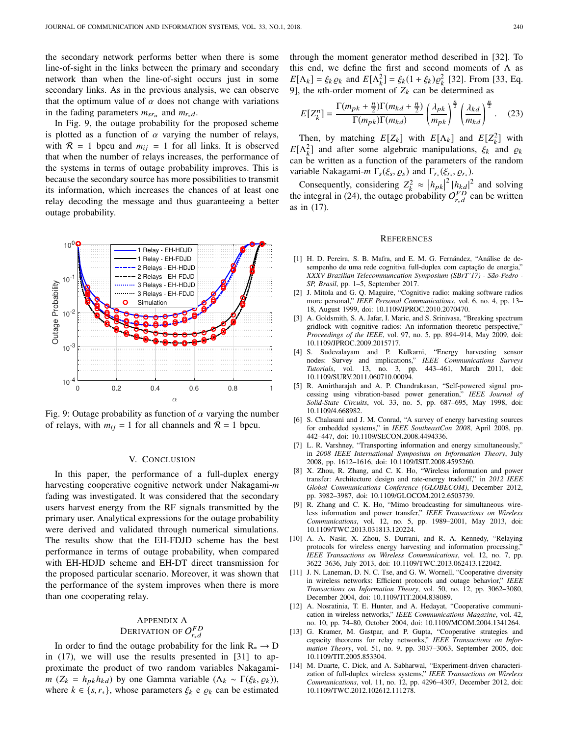the secondary network performs better when there is some line-of-sight in the links between the primary and secondary network than when the line-of-sight occurs just in some secondary links. As in the previous analysis, we can observe that the optimum value of $\alpha$ does not change with variations in the fading parameters $m_{sr_u}$ and $m_{r_*d}$.

In Fig. 9, the outage probability for the proposed scheme is plotted as a function of $\alpha$ varying the number of relays, with $\mathcal{R} = 1$ bpcu and $m_{ij} = 1$ for all links. It is observed that when the number of relays increases, the performance of the systems in terms of outage probability improves. This is because the secondary source has more possibilities to transmit its information, which increases the chances of at least one relay decoding the message and thus guaranteeing a better outage probability.

Fig. 9: Outage probability as function of $\alpha$ varying the number of relays, with $m_{ij} = 1$ for all channels and $\mathcal{R} = 1$ bpcu.

## V. Conclusion

In this paper, the performance of a full-duplex energy harvesting cooperative cognitive network under Nakagami-$m$ fading was investigated. It was considered that the secondary users harvest energy from the RF signals transmitted by the primary user. Analytical expressions for the outage probability were derived and validated through numerical simulations. The results show that the EH-FDJD scheme has the best performance in terms of outage probability, when compared with EH-HDJD scheme and EH-DT direct transmission for the proposed particular scenario. Moreover, it was shown that the performance of the system improves when there is more than one cooperating relay.

## Appendix A
## Derivation of $O_{r_*d}^{FD}$

In order to find the outage probability for the link $\mathrm{R}_* \rightarrow \mathrm{D}$ in (17), we will use the results presented in [31] to approximate the product of two random variables Nakagami-$m$ ($Z_k = h_{pk}h_{kd}$) by one Gamma variable ($\Lambda_k \sim \Gamma(\xi_k, \varrho_k)$), where $k \in \{s, r_*\}$, whose parameters $\xi_k$ e $\varrho_k$ can be estimated through the moment generator method described in [32]. To this end, we define the first and second moments of $\Lambda$ as $E[\Lambda_k] = \xi_k \varrho_k$ and $E[\Lambda_k^2] = \xi_k(1+\xi_k)\varrho_k^2$ [32]. From [33, Eq. 9], the $n$th-order moment of $Z_k$ can be determined as

$$E[Z_k^n] = \frac{\Gamma(m_{pk} + \frac{n}{2})\Gamma(m_{kd} + \frac{n}{2})}{\Gamma(m_{pk})\Gamma(m_{kd})} \left(\frac{\lambda_{pk}}{m_{pk}}\right)^{\frac{n}{2}} \left(\frac{\lambda_{kd}}{m_{kd}}\right)^{\frac{n}{2}}. \quad (23)$$

Then, by matching $E[Z_k]$ with $E[\Lambda_k]$ and $E[Z_k^2]$ with $E[\Lambda_k^2]$ and after some algebraic manipulations, $\xi_k$ and $\varrho_k$ can be written as a function of the parameters of the random variable Nakagami-$m$ $\Gamma_s(\xi_s, \varrho_s)$ and $\Gamma_{r_*}(\xi_{r_*}, \varrho_{r_*})$.

Consequently, considering $Z_k^2 \approx |h_{pk}|^2 |h_{kd}|^2$ and solving the integral in (24), the outage probability $O_{r_*d}^{FD}$ can be written as in (17).

## References

[1] H. D. Pereira, S. B. Mafra, and E. M. G. Fernández, "Análise de desempenho de uma rede cognitiva full-duplex com captação de energia," *XXXV Brazilian Telecommuncation Symposium (SBrT'17) - São-Pedro - SP, Brasil*, pp. 1–5, September 2017.

[2] J. Mitola and G. Q. Maguire, "Cognitive radio: making software radios more personal," *IEEE Personal Communications*, vol. 6, no. 4, pp. 13–18, August 1999, doi: 10.1109/JPROC.2010.2070470.

[3] A. Goldsmith, S. A. Jafar, I. Maric, and S. Srinivasa, "Breaking spectrum gridlock with cognitive radios: An information theoretic perspective," *Proceedings of the IEEE*, vol. 97, no. 5, pp. 894–914, May 2009, doi: 10.1109/JPROC.2009.2015717.

[4] S. Sudevalayam and P. Kulkarni, "Energy harvesting sensor nodes: Survey and implications," *IEEE Communications Surveys Tutorials*, vol. 13, no. 3, pp. 443–461, March 2011, doi: 10.1109/SURV.2011.060710.00094.

[5] R. Amirtharajah and A. P. Chandrakasan, "Self-powered signal processing using vibration-based power generation," *IEEE Journal of Solid-State Circuits*, vol. 33, no. 5, pp. 687–695, May 1998, doi: 10.1109/4.668982.

[6] S. Chalasani and J. M. Conrad, "A survey of energy harvesting sources for embedded systems," in *IEEE SoutheastCon 2008*, April 2008, pp. 442–447, doi: 10.1109/SECON.2008.4494336.

[7] L. R. Varshney, "Transporting information and energy simultaneously," in *2008 IEEE International Symposium on Information Theory*, July 2008, pp. 1612–1616, doi: 10.1109/ISIT.2008.4595260.

[8] X. Zhou, R. Zhang, and C. K. Ho, "Wireless information and power transfer: Architecture design and rate-energy tradeoff," in *2012 IEEE Global Communications Conference (GLOBECOM)*, December 2012, pp. 3982–3987, doi: 10.1109/GLOCOM.2012.6503739.

[9] R. Zhang and C. K. Ho, "Mimo broadcasting for simultaneous wireless information and power transfer," *IEEE Transactions on Wireless Communications*, vol. 12, no. 5, pp. 1989–2001, May 2013, doi: 10.1109/TWC.2013.031813.120224.

[10] A. A. Nasir, X. Zhou, S. Durrani, and R. A. Kennedy, "Relaying protocols for wireless energy harvesting and information processing," *IEEE Transactions on Wireless Communications*, vol. 12, no. 7, pp. 3622–3636, July 2013, doi: 10.1109/TWC.2013.062413.122042.

[11] J. N. Laneman, D. N. C. Tse, and G. W. Wornell, "Cooperative diversity in wireless networks: Efficient protocols and outage behavior," *IEEE Transactions on Information Theory*, vol. 50, no. 12, pp. 3062–3080, December 2004, doi: 10.1109/TIT.2004.838089.

[12] A. Nosratinia, T. E. Hunter, and A. Hedayat, "Cooperative communication in wireless networks," *IEEE Communications Magazine*, vol. 42, no. 10, pp. 74–80, October 2004, doi: 10.1109/MCOM.2004.1341264.

[13] G. Kramer, M. Gastpar, and P. Gupta, "Cooperative strategies and capacity theorems for relay networks," *IEEE Transactions on Information Theory*, vol. 51, no. 9, pp. 3037–3063, September 2005, doi: 10.1109/TIT.2005.853304.

[14] M. Duarte, C. Dick, and A. Sabharwal, "Experiment-driven characterization of full-duplex wireless systems," *IEEE Transactions on Wireless Communications*, vol. 11, no. 12, pp. 4296–4307, December 2012, doi: 10.1109/TWC.2012.102612.111278.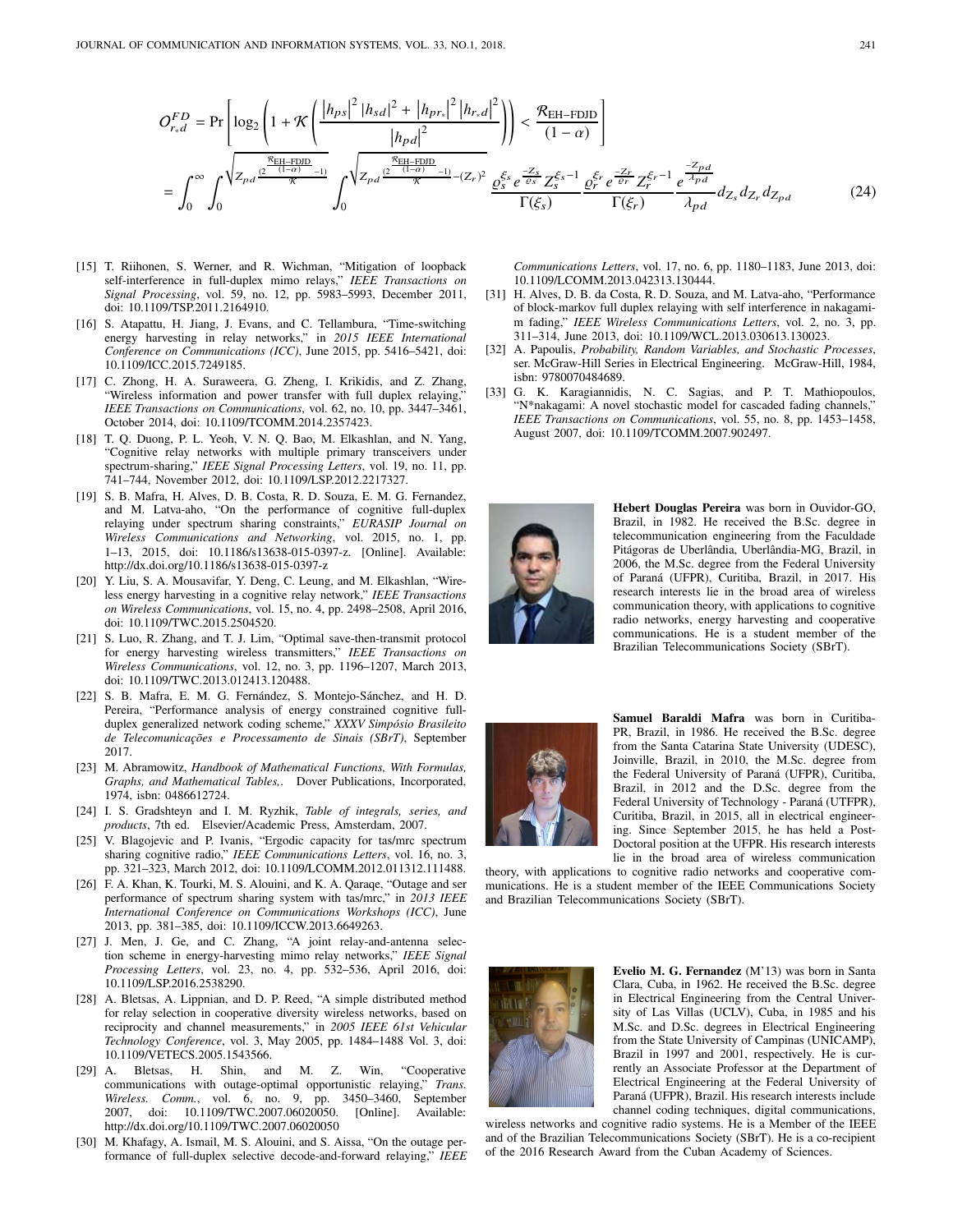$$
\begin{aligned}
O_{r_*d}^{FD} &= \Pr\left[\log_2\left(1+\mathcal{K}\left(\frac{|h_{ps}|^2|h_{sd}|^2+|h_{pr_*}|^2|h_{r_*d}|^2}{|h_{pd}|^2}\right)\right)<\frac{\mathcal{R}_{\text{EH-FDJD}}}{(1-\alpha)}\right] \\
&= \int_0^\infty \int_0^{\sqrt{Z_{pd}\frac{(2^{\frac{\mathcal{R}_{\text{EH-FDJD}}}{(1-\alpha)}}-1)}{\mathcal{K}}}} \int_0^{\sqrt{Z_{pd}\frac{(2^{\frac{\mathcal{R}_{\text{EH-FDJD}}}{(1-\alpha)}}-1)}{\mathcal{K}}-(Z_r)^2}} \frac{\varrho_s^{\xi_s}\, e^{\frac{-Z_s}{\varrho_s}} Z_s^{\xi_s-1}}{\Gamma(\xi_s)} \frac{\varrho_r^{\xi_r}\, e^{\frac{-Z_r}{\varrho_r}} Z_r^{\xi_r-1}}{\Gamma(\xi_r)} \frac{e^{\frac{-Z_{pd}}{\lambda_{pd}}}}{\lambda_{pd}} d_{Z_s} d_{Z_r} d_{Z_{pd}}
\end{aligned}
\tag{24}
$$

[15] T. Riihonen, S. Werner, and R. Wichman, "Mitigation of loopback self-interference in full-duplex mimo relays," *IEEE Transactions on Signal Processing*, vol. 59, no. 12, pp. 5983–5993, December 2011, doi: 10.1109/TSP.2011.2164910.

[16] S. Atapattu, H. Jiang, J. Evans, and C. Tellambura, "Time-switching energy harvesting in relay networks," in *2015 IEEE International Conference on Communications (ICC)*, June 2015, pp. 5416–5421, doi: 10.1109/ICC.2015.7249185.

[17] C. Zhong, H. A. Suraweera, G. Zheng, I. Krikidis, and Z. Zhang, "Wireless information and power transfer with full duplex relaying," *IEEE Transactions on Communications*, vol. 62, no. 10, pp. 3447–3461, October 2014, doi: 10.1109/TCOMM.2014.2357423.

[18] T. Q. Duong, P. L. Yeoh, V. N. Q. Bao, M. Elkashlan, and N. Yang, "Cognitive relay networks with multiple primary transceivers under spectrum-sharing," *IEEE Signal Processing Letters*, vol. 19, no. 11, pp. 741–744, November 2012, doi: 10.1109/LSP.2012.2217327.

[19] S. B. Mafra, H. Alves, D. B. Costa, R. D. Souza, E. M. G. Fernandez, and M. Latva-aho, "On the performance of cognitive full-duplex relaying under spectrum sharing constraints," *EURASIP Journal on Wireless Communications and Networking*, vol. 2015, no. 1, pp. 1–13, 2015, doi: 10.1186/s13638-015-0397-z. [Online]. Available: http://dx.doi.org/10.1186/s13638-015-0397-z

[20] Y. Liu, S. A. Mousavifar, Y. Deng, C. Leung, and M. Elkashlan, "Wireless energy harvesting in a cognitive relay network," *IEEE Transactions on Wireless Communications*, vol. 15, no. 4, pp. 2498–2508, April 2016, doi: 10.1109/TWC.2015.2504520.

[21] S. Luo, R. Zhang, and T. J. Lim, "Optimal save-then-transmit protocol for energy harvesting wireless transmitters," *IEEE Transactions on Wireless Communications*, vol. 12, no. 3, pp. 1196–1207, March 2013, doi: 10.1109/TWC.2013.012413.120488.

[22] S. B. Mafra, E. M. G. Fernández, S. Montejo-Sánchez, and H. D. Pereira, "Performance analysis of energy constrained cognitive full-duplex generalized network coding scheme," *XXXV Simpósio Brasileito de Telecomunicações e Processamento de Sinais (SBrT)*, September 2017.

[23] M. Abramowitz, *Handbook of Mathematical Functions, With Formulas, Graphs, and Mathematical Tables,*. Dover Publications, Incorporated, 1974, isbn: 0486612724.

[24] I. S. Gradshteyn and I. M. Ryzhik, *Table of integrals, series, and products*, 7th ed. Elsevier/Academic Press, Amsterdam, 2007.

[25] V. Blagojevic and P. Ivanis, "Ergodic capacity for tas/mrc spectrum sharing cognitive radio," *IEEE Communications Letters*, vol. 16, no. 3, pp. 321–323, March 2012, doi: 10.1109/LCOMM.2012.011312.111488.

[26] F. A. Khan, K. Tourki, M. S. Alouini, and K. A. Qaraqe, "Outage and ser performance of spectrum sharing system with tas/mrc," in *2013 IEEE International Conference on Communications Workshops (ICC)*, June 2013, pp. 381–385, doi: 10.1109/ICCW.2013.6649263.

[27] J. Men, J. Ge, and C. Zhang, "A joint relay-and-antenna selection scheme in energy-harvesting mimo relay networks," *IEEE Signal Processing Letters*, vol. 23, no. 4, pp. 532–536, April 2016, doi: 10.1109/LSP.2016.2538290.

[28] A. Bletsas, A. Lippnian, and D. P. Reed, "A simple distributed method for relay selection in cooperative diversity wireless networks, based on reciprocity and channel measurements," in *2005 IEEE 61st Vehicular Technology Conference*, vol. 3, May 2005, pp. 1484–1488 Vol. 3, doi: 10.1109/VETECS.2005.1543566.

[29] A. Bletsas, H. Shin, and M. Z. Win, "Cooperative communications with outage-optimal opportunistic relaying," *Trans. Wireless. Comm.*, vol. 6, no. 9, pp. 3450–3460, September 2007, doi: 10.1109/TWC.2007.06020050. [Online]. Available: http://dx.doi.org/10.1109/TWC.2007.06020050

[30] M. Khafagy, A. Ismail, M. S. Alouini, and S. Aissa, "On the outage performance of full-duplex selective decode-and-forward relaying," *IEEE Communications Letters*, vol. 17, no. 6, pp. 1180–1183, June 2013, doi: 10.1109/LCOMM.2013.042313.130444.

[31] H. Alves, D. B. da Costa, R. D. Souza, and M. Latva-aho, "Performance of block-markov full duplex relaying with self interference in nakagami-m fading," *IEEE Wireless Communications Letters*, vol. 2, no. 3, pp. 311–314, June 2013, doi: 10.1109/WCL.2013.030613.130023.

[32] A. Papoulis, *Probability, Random Variables, and Stochastic Processes*, ser. McGraw-Hill Series in Electrical Engineering. McGraw-Hill, 1984, isbn: 9780070484689.

[33] G. K. Karagiannidis, N. C. Sagias, and P. T. Mathiopoulos, "N*nakagami: A novel stochastic model for cascaded fading channels," *IEEE Transactions on Communications*, vol. 55, no. 8, pp. 1453–1458, August 2007, doi: 10.1109/TCOMM.2007.902497.

**Hebert Douglas Pereira** was born in Ouvidor-GO, Brazil, in 1982. He received the B.Sc. degree in telecommunication engineering from the Faculdade Pitágoras de Uberlândia, Uberlândia-MG, Brazil, in 2006, the M.Sc. degree from the Federal University of Paraná (UFPR), Curitiba, Brazil, in 2017. His research interests lie in the broad area of wireless communication theory, with applications to cognitive radio networks, energy harvesting and cooperative communications. He is a student member of the Brazilian Telecommunications Society (SBrT).

**Samuel Baraldi Mafra** was born in Curitiba-PR, Brazil, in 1986. He received the B.Sc. degree from the Santa Catarina State University (UDESC), Joinville, Brazil, in 2010, the M.Sc. degree from the Federal University of Paraná (UFPR), Curitiba, Brazil, in 2012 and the D.Sc. degree from the Federal University of Technology - Paraná (UTFPR), Curitiba, Brazil, in 2015, all in electrical engineering. Since September 2015, he has held a Post-Doctoral position at the UFPR. His research interests lie in the broad area of wireless communication theory, with applications to cognitive radio networks and cooperative communications. He is a student member of the IEEE Communications Society and Brazilian Telecommunications Society (SBrT).

**Evelio M. G. Fernandez** (M'13) was born in Santa Clara, Cuba, in 1962. He received the B.Sc. degree in Electrical Engineering from the Central University of Las Villas (UCLV), Cuba, in 1985 and his M.Sc. and D.Sc. degrees in Electrical Engineering from the State University of Campinas (UNICAMP), Brazil in 1997 and 2001, respectively. He is currently an Associate Professor at the Department of Electrical Engineering at the Federal University of Paraná (UFPR), Brazil. His research interests include channel coding techniques, digital communications, wireless networks and cognitive radio systems. He is a Member of the IEEE and of the Brazilian Telecommunications Society (SBrT). He is a co-recipient of the 2016 Research Award from the Cuban Academy of Sciences.